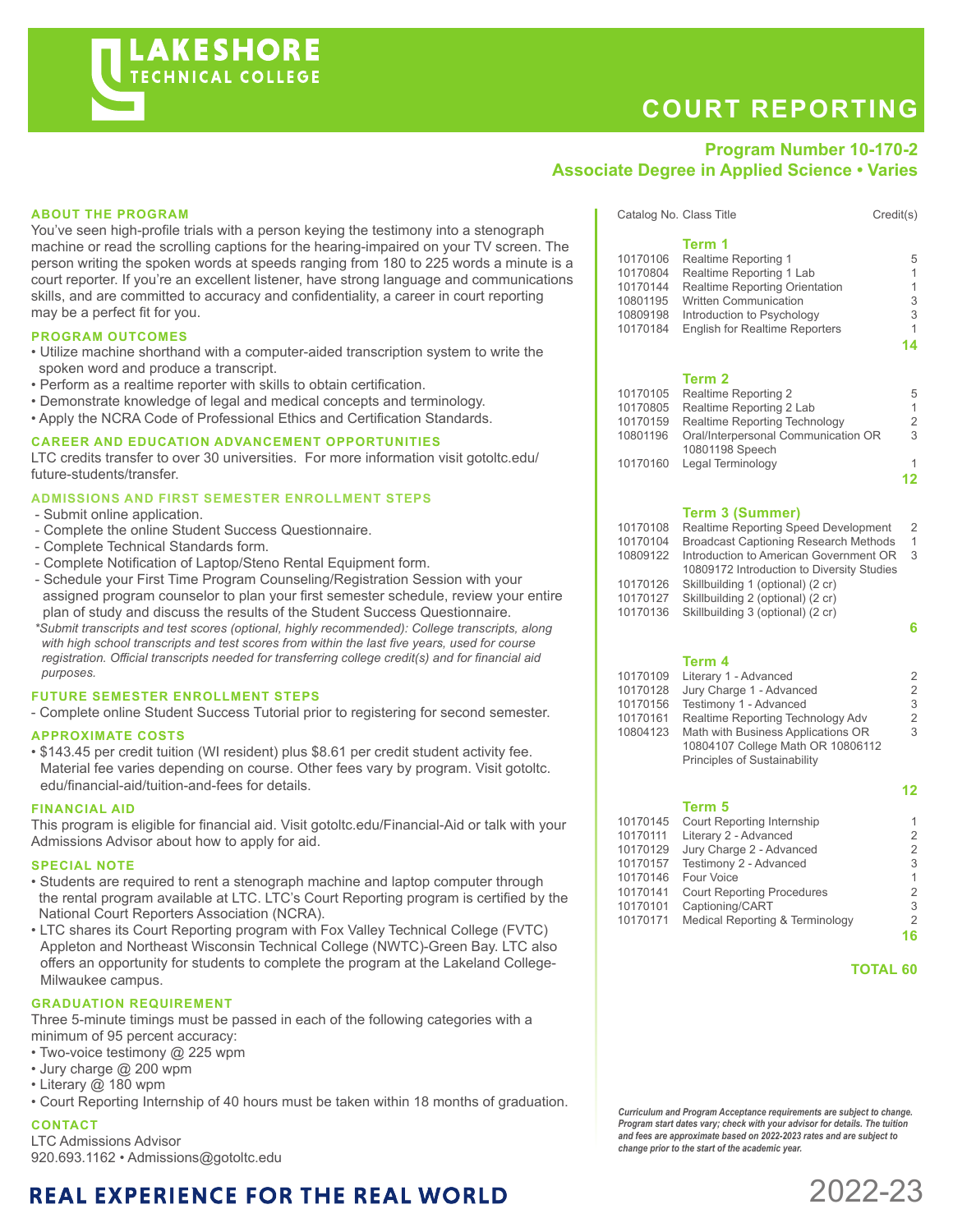# LAKESHORE TECHNICAL COLLEGE

# COURT REPORTING

**Program Number 10-170-2**
**Associate Degree in Applied Science • Varies**

## ABOUT THE PROGRAM

You've seen high-profile trials with a person keying the testimony into a stenograph machine or read the scrolling captions for the hearing-impaired on your TV screen. The person writing the spoken words at speeds ranging from 180 to 225 words a minute is a court reporter. If you're an excellent listener, have strong language and communications skills, and are committed to accuracy and confidentiality, a career in court reporting may be a perfect fit for you.

## PROGRAM OUTCOMES

- Utilize machine shorthand with a computer-aided transcription system to write the spoken word and produce a transcript.
- Perform as a realtime reporter with skills to obtain certification.
- Demonstrate knowledge of legal and medical concepts and terminology.
- Apply the NCRA Code of Professional Ethics and Certification Standards.

## CAREER AND EDUCATION ADVANCEMENT OPPORTUNITIES

LTC credits transfer to over 30 universities. For more information visit gotoltc.edu/future-students/transfer.

## ADMISSIONS AND FIRST SEMESTER ENROLLMENT STEPS

- Submit online application.
- Complete the online Student Success Questionnaire.
- Complete Technical Standards form.
- Complete Notification of Laptop/Steno Rental Equipment form.
- Schedule your First Time Program Counseling/Registration Session with your assigned program counselor to plan your first semester schedule, review your entire plan of study and discuss the results of the Student Success Questionnaire.

*\*Submit transcripts and test scores (optional, highly recommended): College transcripts, along with high school transcripts and test scores from within the last five years, used for course registration. Official transcripts needed for transferring college credit(s) and for financial aid purposes.*

## FUTURE SEMESTER ENROLLMENT STEPS

- Complete online Student Success Tutorial prior to registering for second semester.

## APPROXIMATE COSTS

- $143.45 per credit tuition (WI resident) plus $8.61 per credit student activity fee. Material fee varies depending on course. Other fees vary by program. Visit gotoltc.edu/financial-aid/tuition-and-fees for details.

## FINANCIAL AID

This program is eligible for financial aid. Visit gotoltc.edu/Financial-Aid or talk with your Admissions Advisor about how to apply for aid.

## SPECIAL NOTE

- Students are required to rent a stenograph machine and laptop computer through the rental program available at LTC. LTC's Court Reporting program is certified by the National Court Reporters Association (NCRA).
- LTC shares its Court Reporting program with Fox Valley Technical College (FVTC) Appleton and Northeast Wisconsin Technical College (NWTC)-Green Bay. LTC also offers an opportunity for students to complete the program at the Lakeland College-Milwaukee campus.

## GRADUATION REQUIREMENT

Three 5-minute timings must be passed in each of the following categories with a minimum of 95 percent accuracy:

- Two-voice testimony @ 225 wpm
- Jury charge @ 200 wpm
- Literary @ 180 wpm
- Court Reporting Internship of 40 hours must be taken within 18 months of graduation.

## CONTACT

LTC Admissions Advisor
920.693.1162 • Admissions@gotoltc.edu

| Catalog No. | Class Title | Credit(s) |
|---|---|---|
| | **Term 1** | |
| 10170106 | Realtime Reporting 1 | 5 |
| 10170804 | Realtime Reporting 1 Lab | 1 |
| 10170144 | Realtime Reporting Orientation | 1 |
| 10801195 | Written Communication | 3 |
| 10809198 | Introduction to Psychology | 3 |
| 10170184 | English for Realtime Reporters | 1 |
| | | **14** |
| | **Term 2** | |
| 10170105 | Realtime Reporting 2 | 5 |
| 10170805 | Realtime Reporting 2 Lab | 1 |
| 10170159 | Realtime Reporting Technology | 2 |
| 10801196 | Oral/Interpersonal Communication OR 10801198 Speech | 3 |
| 10170160 | Legal Terminology | 1 |
| | | **12** |
| | **Term 3 (Summer)** | |
| 10170108 | Realtime Reporting Speed Development | 2 |
| 10170104 | Broadcast Captioning Research Methods | 1 |
| 10809122 | Introduction to American Government OR 10809172 Introduction to Diversity Studies | 3 |
| 10170126 | Skillbuilding 1 (optional) (2 cr) | |
| 10170127 | Skillbuilding 2 (optional) (2 cr) | |
| 10170136 | Skillbuilding 3 (optional) (2 cr) | |
| | | **6** |
| | **Term 4** | |
| 10170109 | Literary 1 - Advanced | 2 |
| 10170128 | Jury Charge 1 - Advanced | 2 |
| 10170156 | Testimony 1 - Advanced | 3 |
| 10170161 | Realtime Reporting Technology Adv | 2 |
| 10804123 | Math with Business Applications OR 10804107 College Math OR 10806112 Principles of Sustainability | 3 |
| | | **12** |
| | **Term 5** | |
| 10170145 | Court Reporting Internship | 1 |
| 10170111 | Literary 2 - Advanced | 2 |
| 10170129 | Jury Charge 2 - Advanced | 2 |
| 10170157 | Testimony 2 - Advanced | 3 |
| 10170146 | Four Voice | 1 |
| 10170141 | Court Reporting Procedures | 2 |
| 10170101 | Captioning/CART | 3 |
| 10170171 | Medical Reporting & Terminology | 2 |
| | | **16** |
| | | **TOTAL 60** |

*Curriculum and Program Acceptance requirements are subject to change. Program start dates vary; check with your advisor for details. The tuition and fees are approximate based on 2022-2023 rates and are subject to change prior to the start of the academic year.*

**REAL EXPERIENCE FOR THE REAL WORLD**

2022-23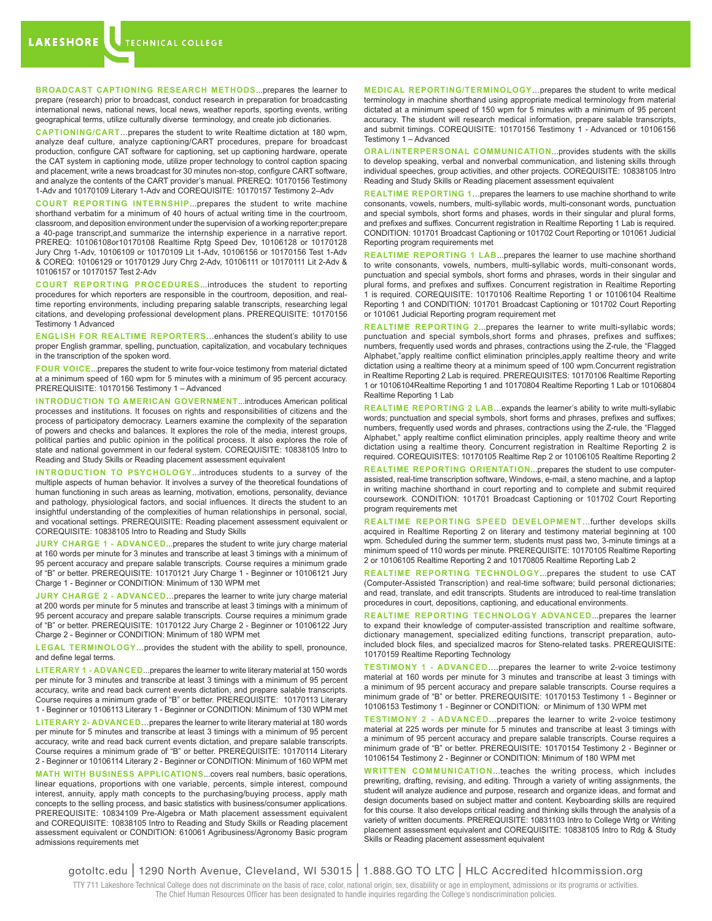**BROADCAST CAPTIONING RESEARCH METHODS**...prepares the learner to prepare (research) prior to broadcast, conduct research in preparation for broadcasting international news, national news, local news, weather reports, sporting events, writing geographical terms, utilize culturally diverse terminology, and create job dictionaries.

**CAPTIONING/CART**…prepares the student to write Realtime dictation at 180 wpm, analyze deaf culture, analyze captioning/CART procedures, prepare for broadcast production, configure CAT software for captioning, set up captioning hardware, operate the CAT system in captioning mode, utilize proper technology to control caption spacing and placement, write a news broadcast for 30 minutes non-stop, configure CART software, and analyze the contents of the CART provider's manual. PREREQ: 10170156 Testimony 1-Adv and 10170109 Literary 1-Adv and COREQUISITE: 10170157 Testimony 2–Adv

**COURT REPORTING INTERNSHIP**...prepares the student to write machine shorthand verbatim for a minimum of 40 hours of actual writing time in the courtroom, classroom, and deposition environment under the supervision of a working reporter;prepare a 40-page transcript,and summarize the internship experience in a narrative report. PREREQ: 10106108or10170108 Realtime Rptg Speed Dev, 10106128 or 10170128 Jury Chrg 1-Adv, 10106109 or 10170109 Lit 1-Adv, 10106156 or 10170156 Test 1-Adv & COREQ: 10106129 or 10170129 Jury Chrg 2-Adv, 10106111 or 10170111 Lit 2-Adv & 10106157 or 10170157 Test 2-Adv

**COURT REPORTING PROCEDURES**...introduces the student to reporting procedures for which reporters are responsible in the courtroom, deposition, and real-time reporting environments, including preparing salable transcripts, researching legal citations, and developing professional development plans. PREREQUISITE: 10170156 Testimony 1 Advanced

**ENGLISH FOR REALTIME REPORTERS**…enhances the student's ability to use proper English grammar, spelling, punctuation, capitalization, and vocabulary techniques in the transcription of the spoken word.

**FOUR VOICE**...prepares the student to write four-voice testimony from material dictated at a minimum speed of 160 wpm for 5 minutes with a minimum of 95 percent accuracy. PREREQUISITE: 10170156 Testimony 1 – Advanced

**INTRODUCTION TO AMERICAN GOVERNMENT**...introduces American political processes and institutions. It focuses on rights and responsibilities of citizens and the process of participatory democracy. Learners examine the complexity of the separation of powers and checks and balances. It explores the role of the media, interest groups, political parties and public opinion in the political process. It also explores the role of state and national government in our federal system. COREQUISITE: 10838105 Intro to Reading and Study Skills or Reading placement assessment equivalent

**INTRODUCTION TO PSYCHOLOGY**...introduces students to a survey of the multiple aspects of human behavior. It involves a survey of the theoretical foundations of human functioning in such areas as learning, motivation, emotions, personality, deviance and pathology, physiological factors, and social influences. It directs the student to an insightful understanding of the complexities of human relationships in personal, social, and vocational settings. PREREQUISITE: Reading placement assessment equivalent or COREQUISITE: 10838105 Intro to Reading and Study Skills

**JURY CHARGE 1 - ADVANCED**...prepares the student to write jury charge material at 160 words per minute for 3 minutes and transcribe at least 3 timings with a minimum of 95 percent accuracy and prepare salable transcripts. Course requires a minimum grade of "B" or better. PREREQUISITE: 10170121 Jury Charge 1 - Beginner or 10106121 Jury Charge 1 - Beginner or CONDITION: Minimum of 130 WPM met

**JURY CHARGE 2 - ADVANCED**…prepares the learner to write jury charge material at 200 words per minute for 5 minutes and transcribe at least 3 timings with a minimum of 95 percent accuracy and prepare salable transcripts. Course requires a minimum grade of "B" or better. PREREQUISITE: 10170122 Jury Charge 2 - Beginner or 10106122 Jury Charge 2 - Beginner or CONDITION: Minimum of 180 WPM met

**LEGAL TERMINOLOGY**…provides the student with the ability to spell, pronounce, and define legal terms.

**LITERARY 1 - ADVANCED**...prepares the learner to write literary material at 150 words per minute for 3 minutes and transcribe at least 3 timings with a minimum of 95 percent accuracy, write and read back current events dictation, and prepare salable transcripts. Course requires a minimum grade of "B" or better. PREREQUISITE: 10170113 Literary 1 - Beginner or 10106113 Literary 1 - Beginner or CONDITION: Minimum of 130 WPM met

**LITERARY 2- ADVANCED**…prepares the learner to write literary material at 180 words per minute for 5 minutes and transcribe at least 3 timings with a minimum of 95 percent accuracy, write and read back current events dictation, and prepare salable transcripts. Course requires a minimum grade of "B" or better. PREREQUISITE: 10170114 Literary 2 - Beginner or 10106114 Literary 2 - Beginner or CONDITION: Minimum of 160 WPM met

**MATH WITH BUSINESS APPLICATIONS**...covers real numbers, basic operations, linear equations, proportions with one variable, percents, simple interest, compound interest, annuity, apply math concepts to the purchasing/buying process, apply math concepts to the selling process, and basic statistics with business/consumer applications. PREREQUISITE: 10834109 Pre-Algebra or Math placement assessment equivalent and COREQUISITE: 10838105 Intro to Reading and Study Skills or Reading placement assessment equivalent or CONDITION: 610061 Agribusiness/Agronomy Basic program admissions requirements met

**MEDICAL REPORTING/TERMINOLOGY**…prepares the student to write medical terminology in machine shorthand using appropriate medical terminology from material dictated at a minimum speed of 150 wpm for 5 minutes with a minimum of 95 percent accuracy. The student will research medical information, prepare salable transcripts, and submit timings. COREQUISITE: 10170156 Testimony 1 - Advanced or 10106156 Testimony 1 – Advanced

**ORAL/INTERPERSONAL COMMUNICATION**...provides students with the skills to develop speaking, verbal and nonverbal communication, and listening skills through individual speeches, group activities, and other projects. COREQUISITE: 10838105 Intro Reading and Study Skills or Reading placement assessment equivalent

**REALTIME REPORTING 1**…prepares the learners to use machine shorthand to write consonants, vowels, numbers, multi-syllabic words, multi-consonant words, punctuation and special symbols, short forms and phases, words in their singular and plural forms, and prefixes and suffixes. Concurrent registration in Realtime Reporting 1 Lab is required. CONDITION: 101701 Broadcast Captioning or 101702 Court Reporting or 101061 Judicial Reporting program requirements met

**REALTIME REPORTING 1 LAB**...prepares the learner to use machine shorthand to write consonants, vowels, numbers, multi-syllabic words, multi-consonant words, punctuation and special symbols, short forms and phrases, words in their singular and plural forms, and prefixes and suffixes. Concurrent registration in Realtime Reporting 1 is required. COREQUISITE: 10170106 Realtime Reporting 1 or 10106104 Realtime Reporting 1 and CONDITION: 101701 Broadcast Captioning or 101702 Court Reporting or 101061 Judicial Reporting program requirement met

**REALTIME REPORTING 2**...prepares the learner to write multi-syllabic words; punctuation and special symbols,short forms and phrases, prefixes and suffixes; numbers, frequently used words and phrases, contractions using the Z-rule, the "Flagged Alphabet,"apply realtime conflict elimination principles,apply realtime theory and write dictation using a realtime theory at a minimum speed of 100 wpm.Concurrent registration in Realtime Reporting 2 Lab is required. PREREQUISITES: 10170106 Realtime Reporting 1 or 10106104Realtime Reporting 1 and 10170804 Realtime Reporting 1 Lab or 10106804 Realtime Reporting 1 Lab

**REALTIME REPORTING 2 LAB**…expands the learner's ability to write multi-syllabic words; punctuation and special symbols, short forms and phrases, prefixes and suffixes; numbers, frequently used words and phrases, contractions using the Z-rule, the "Flagged Alphabet," apply realtime conflict elimination principles, apply realtime theory and write dictation using a realtime theory. Concurrent registration in Realtime Reporting 2 is required. COREQUISITES: 10170105 Realtime Rep 2 or 10106105 Realtime Reporting 2

**REALTIME REPORTING ORIENTATION**...prepares the student to use computer-assisted, real-time transcription software, Windows, e-mail, a steno machine, and a laptop in writing machine shorthand in court reporting and to complete and submit required coursework. CONDITION: 101701 Broadcast Captioning or 101702 Court Reporting program requirements met

**REALTIME REPORTING SPEED DEVELOPMENT**…further develops skills acquired in Realtime Reporting 2 on literary and testimony material beginning at 100 wpm. Scheduled during the summer term, students must pass two, 3-minute timings at a minimum speed of 110 words per minute. PREREQUISITE: 10170105 Realtime Reporting 2 or 10106105 Realtime Reporting 2 and 10170805 Realtime Reporting Lab 2

**REALTIME REPORTING TECHNOLOGY**...prepares the student to use CAT (Computer-Assisted Transcription) and real-time software; build personal dictionaries; and read, translate, and edit transcripts. Students are introduced to real-time translation procedures in court, depositions, captioning, and educational environments.

**REALTIME REPORTING TECHNOLOGY ADVANCED**...prepares the learner to expand their knowledge of computer-assisted transcription and realtime software, dictionary management, specialized editing functions, transcript preparation, auto-included block files, and specialized macros for Steno-related tasks. PREREQUISITE: 10170159 Realtime Reporting Technology

**TESTIMONY 1 - ADVANCED**….prepares the learner to write 2-voice testimony material at 160 words per minute for 3 minutes and transcribe at least 3 timings with a minimum of 95 percent accuracy and prepare salable transcripts. Course requires a minimum grade of "B" or better. PREREQUISITE: 10170153 Testimony 1 - Beginner or 10106153 Testimony 1 - Beginner or CONDITION: or Minimum of 130 WPM met

**TESTIMONY 2 - ADVANCED**…prepares the learner to write 2-voice testimony material at 225 words per minute for 5 minutes and transcribe at least 3 timings with a minimum of 95 percent accuracy and prepare salable transcripts. Course requires a minimum grade of "B" or better. PREREQUISITE: 10170154 Testimony 2 - Beginner or 10106154 Testimony 2 - Beginner or CONDITION: Minimum of 180 WPM met

**WRITTEN COMMUNICATION**...teaches the writing process, which includes prewriting, drafting, revising, and editing. Through a variety of writing assignments, the student will analyze audience and purpose, research and organize ideas, and format and design documents based on subject matter and content. Keyboarding skills are required for this course. It also develops critical reading and thinking skills through the analysis of a variety of written documents. PREREQUISITE: 10831103 Intro to College Wrtg or Writing placement assessment equivalent and COREQUISITE: 10838105 Intro to Rdg & Study Skills or Reading placement assessment equivalent

gotoltc.edu | 1290 North Avenue, Cleveland, WI 53015 | 1.888.GO TO LTC | HLC Accredited hlcommission.org

TTY 711 Lakeshore Technical College does not discriminate on the basis of race, color, national origin, sex, disability or age in employment, admissions or its programs or activities. The Chief Human Resources Officer has been designated to handle inquiries regarding the College's nondiscrimination policies.